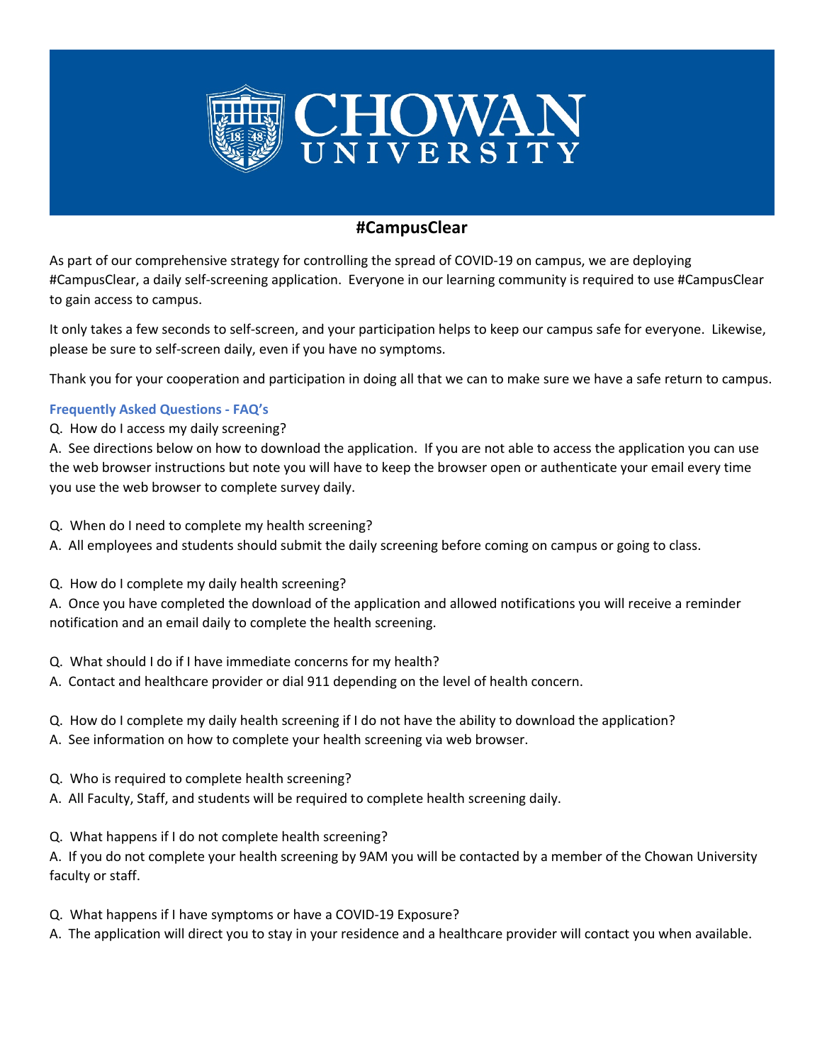# CHOWAN UNIVERSITY

## #CampusClear

As part of our comprehensive strategy for controlling the spread of COVID-19 on campus, we are deploying #CampusClear, a daily self-screening application. Everyone in our learning community is required to use #CampusClear to gain access to campus.

It only takes a few seconds to self-screen, and your participation helps to keep our campus safe for everyone. Likewise, please be sure to self-screen daily, even if you have no symptoms.

Thank you for your cooperation and participation in doing all that we can to make sure we have a safe return to campus.

### Frequently Asked Questions - FAQ's

Q. How do I access my daily screening?
A. See directions below on how to download the application. If you are not able to access the application you can use the web browser instructions but note you will have to keep the browser open or authenticate your email every time you use the web browser to complete survey daily.

Q. When do I need to complete my health screening?
A. All employees and students should submit the daily screening before coming on campus or going to class.

Q. How do I complete my daily health screening?
A. Once you have completed the download of the application and allowed notifications you will receive a reminder notification and an email daily to complete the health screening.

Q. What should I do if I have immediate concerns for my health?
A. Contact and healthcare provider or dial 911 depending on the level of health concern.

Q. How do I complete my daily health screening if I do not have the ability to download the application?
A. See information on how to complete your health screening via web browser.

Q. Who is required to complete health screening?
A. All Faculty, Staff, and students will be required to complete health screening daily.

Q. What happens if I do not complete health screening?
A. If you do not complete your health screening by 9AM you will be contacted by a member of the Chowan University faculty or staff.

Q. What happens if I have symptoms or have a COVID-19 Exposure?
A. The application will direct you to stay in your residence and a healthcare provider will contact you when available.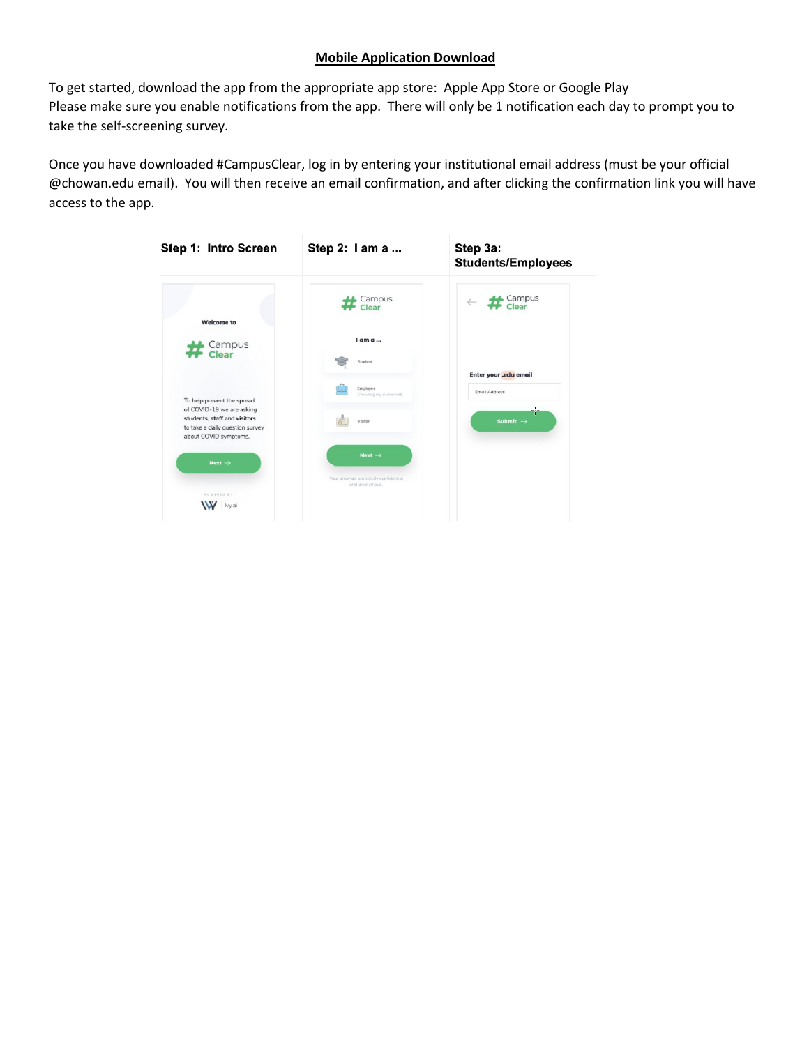## Mobile Application Download

To get started, download the app from the appropriate app store: Apple App Store or Google Play
Please make sure you enable notifications from the app. There will only be 1 notification each day to prompt you to take the self-screening survey.

Once you have downloaded #CampusClear, log in by entering your institutional email address (must be your official @chowan.edu email). You will then receive an email confirmation, and after clicking the confirmation link you will have access to the app.

| Step 1: Intro Screen | Step 2: I am a ... | Step 3a: Students/Employees |
|---|---|---|
| Welcome to # Campus Clear<br>To help prevent the spread of COVID-19 we are asking students, staff and visitors to take a daily question survey about COVID symptoms.<br>Next →<br>POWERED BY Ivy.ai | # Campus Clear<br>I am a ...<br>Student<br>Employee (I'm using my own email)<br>Visitor<br>Next →<br>Your answers are strictly confidential and anonymous. | ← # Campus Clear<br>Enter your .edu email<br>Email Address<br>Submit → |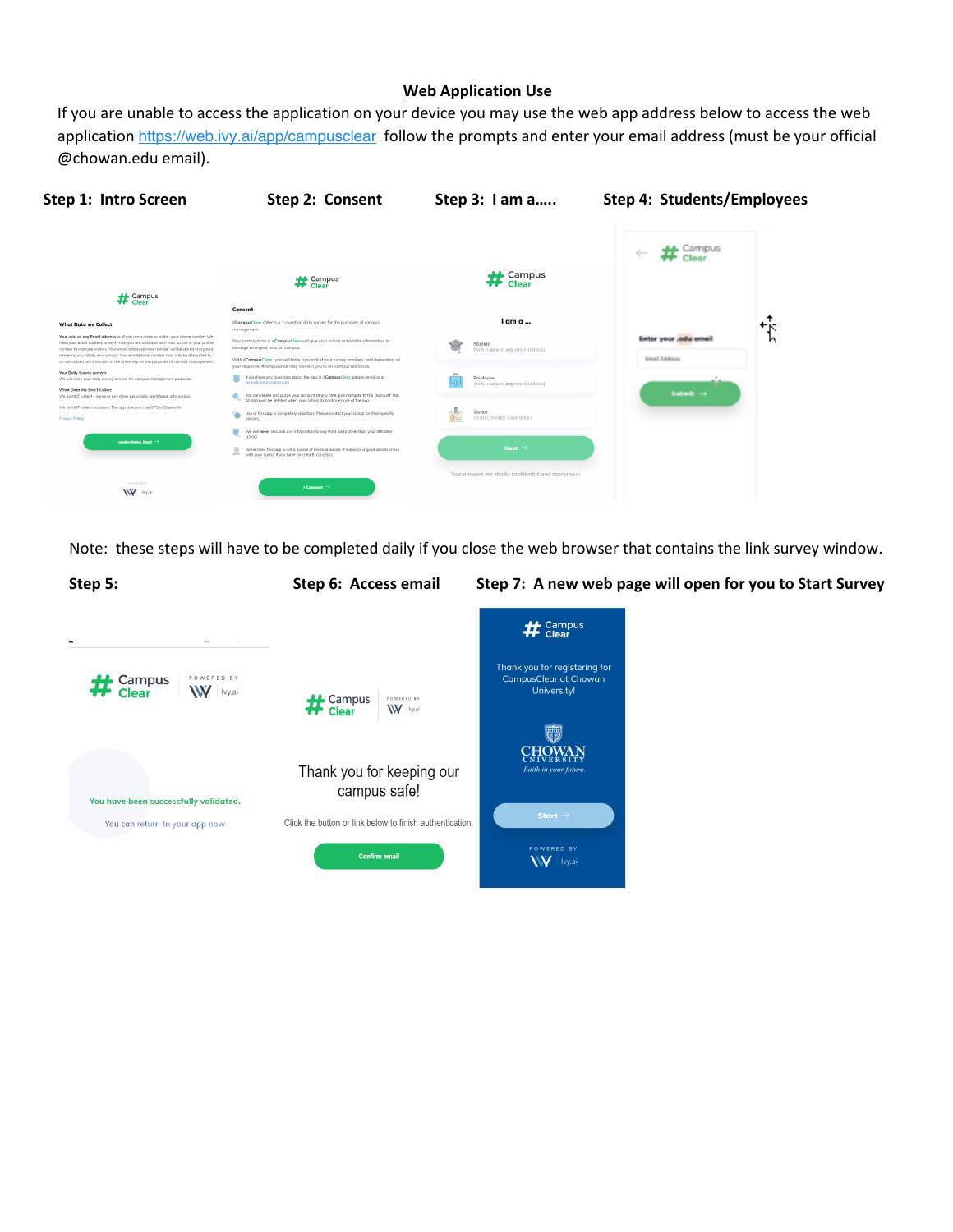## Web Application Use

If you are unable to access the application on your device you may use the web app address below to access the web application https://web.ivy.ai/app/campusclear follow the prompts and enter your email address (must be your official @chowan.edu email).

**Step 1: Intro Screen** **Step 2: Consent** **Step 3: I am a…..** **Step 4: Students/Employees**

Note: these steps will have to be completed daily if you close the web browser that contains the link survey window.

**Step 5:** **Step 6: Access email** **Step 7: A new web page will open for you to Start Survey**